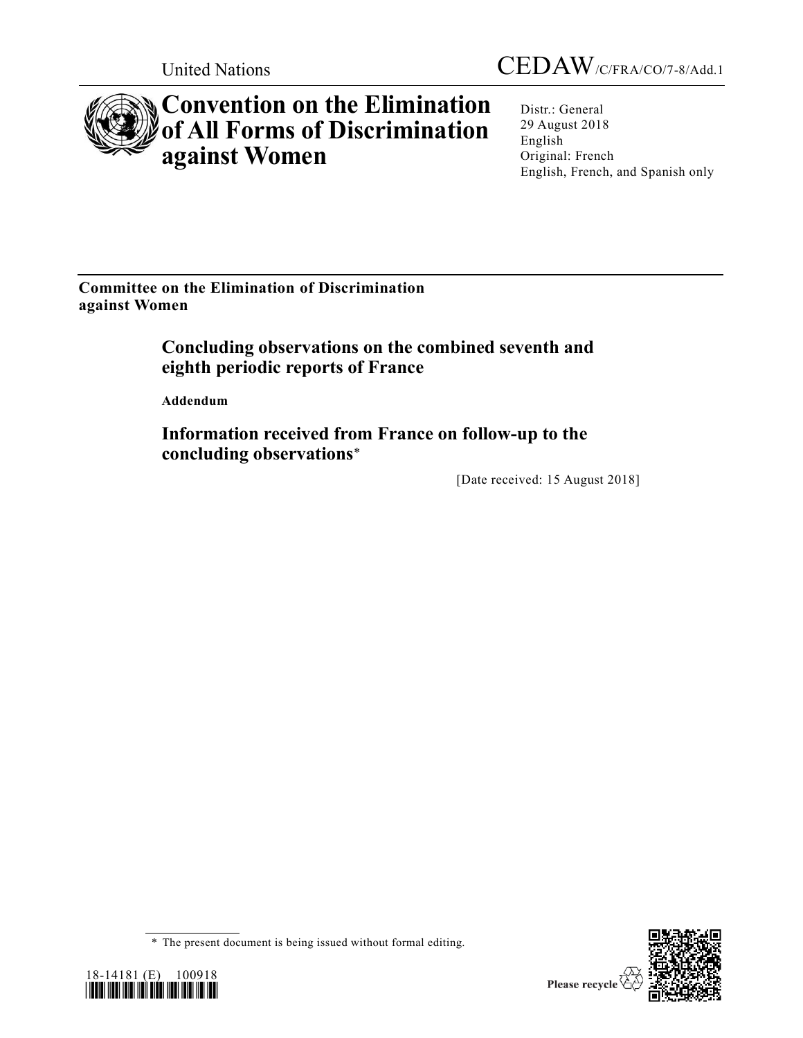United Nations

CEDAW/C/FRA/CO/7-8/Add.1

# Convention on the Elimination of All Forms of Discrimination against Women

Distr.: General
29 August 2018
English
Original: French
English, French, and Spanish only

**Committee on the Elimination of Discrimination against Women**

## Concluding observations on the combined seventh and eighth periodic reports of France

**Addendum**

## Information received from France on follow-up to the concluding observations*

[Date received: 15 August 2018]

\* The present document is being issued without formal editing.

18-14181 (E) 100918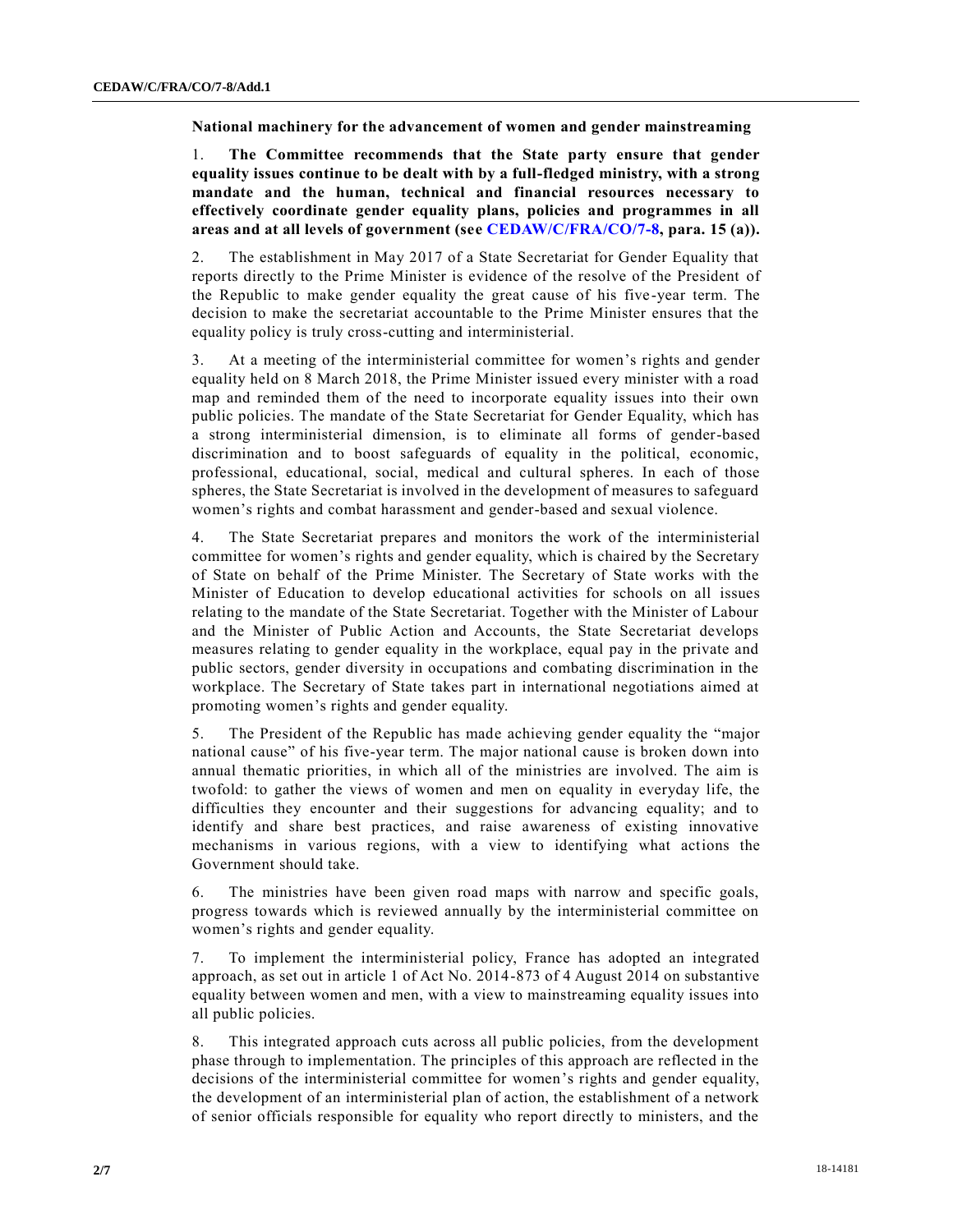**National machinery for the advancement of women and gender mainstreaming**

1. **The Committee recommends that the State party ensure that gender equality issues continue to be dealt with by a full-fledged ministry, with a strong mandate and the human, technical and financial resources necessary to effectively coordinate gender equality plans, policies and programmes in all areas and at all levels of government (see CEDAW/C/FRA/CO/7-8, para. 15 (a)).**

2. The establishment in May 2017 of a State Secretariat for Gender Equality that reports directly to the Prime Minister is evidence of the resolve of the President of the Republic to make gender equality the great cause of his five-year term. The decision to make the secretariat accountable to the Prime Minister ensures that the equality policy is truly cross-cutting and interministerial.

3. At a meeting of the interministerial committee for women's rights and gender equality held on 8 March 2018, the Prime Minister issued every minister with a road map and reminded them of the need to incorporate equality issues into their own public policies. The mandate of the State Secretariat for Gender Equality, which has a strong interministerial dimension, is to eliminate all forms of gender-based discrimination and to boost safeguards of equality in the political, economic, professional, educational, social, medical and cultural spheres. In each of those spheres, the State Secretariat is involved in the development of measures to safeguard women's rights and combat harassment and gender-based and sexual violence.

4. The State Secretariat prepares and monitors the work of the interministerial committee for women's rights and gender equality, which is chaired by the Secretary of State on behalf of the Prime Minister. The Secretary of State works with the Minister of Education to develop educational activities for schools on all issues relating to the mandate of the State Secretariat. Together with the Minister of Labour and the Minister of Public Action and Accounts, the State Secretariat develops measures relating to gender equality in the workplace, equal pay in the private and public sectors, gender diversity in occupations and combating discrimination in the workplace. The Secretary of State takes part in international negotiations aimed at promoting women's rights and gender equality.

5. The President of the Republic has made achieving gender equality the "major national cause" of his five-year term. The major national cause is broken down into annual thematic priorities, in which all of the ministries are involved. The aim is twofold: to gather the views of women and men on equality in everyday life, the difficulties they encounter and their suggestions for advancing equality; and to identify and share best practices, and raise awareness of existing innovative mechanisms in various regions, with a view to identifying what actions the Government should take.

6. The ministries have been given road maps with narrow and specific goals, progress towards which is reviewed annually by the interministerial committee on women's rights and gender equality.

7. To implement the interministerial policy, France has adopted an integrated approach, as set out in article 1 of Act No. 2014-873 of 4 August 2014 on substantive equality between women and men, with a view to mainstreaming equality issues into all public policies.

8. This integrated approach cuts across all public policies, from the development phase through to implementation. The principles of this approach are reflected in the decisions of the interministerial committee for women's rights and gender equality, the development of an interministerial plan of action, the establishment of a network of senior officials responsible for equality who report directly to ministers, and the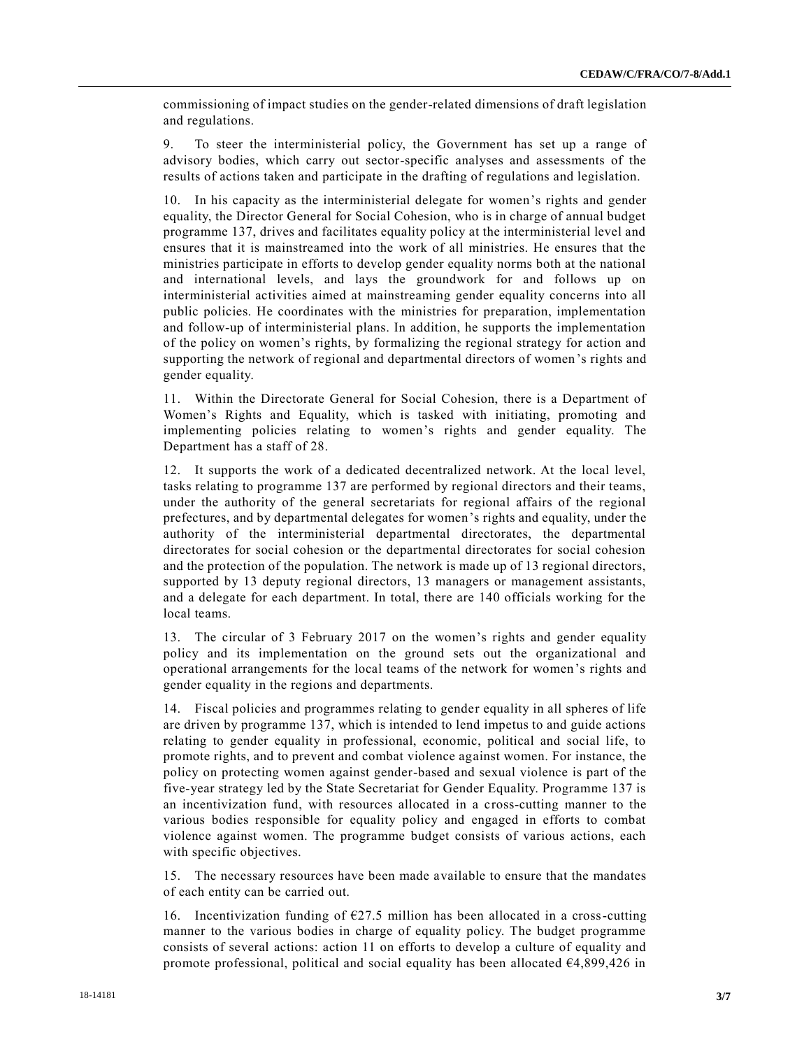commissioning of impact studies on the gender-related dimensions of draft legislation and regulations.

9. To steer the interministerial policy, the Government has set up a range of advisory bodies, which carry out sector-specific analyses and assessments of the results of actions taken and participate in the drafting of regulations and legislation.

10. In his capacity as the interministerial delegate for women's rights and gender equality, the Director General for Social Cohesion, who is in charge of annual budget programme 137, drives and facilitates equality policy at the interministerial level and ensures that it is mainstreamed into the work of all ministries. He ensures that the ministries participate in efforts to develop gender equality norms both at the national and international levels, and lays the groundwork for and follows up on interministerial activities aimed at mainstreaming gender equality concerns into all public policies. He coordinates with the ministries for preparation, implementation and follow-up of interministerial plans. In addition, he supports the implementation of the policy on women's rights, by formalizing the regional strategy for action and supporting the network of regional and departmental directors of women's rights and gender equality.

11. Within the Directorate General for Social Cohesion, there is a Department of Women's Rights and Equality, which is tasked with initiating, promoting and implementing policies relating to women's rights and gender equality. The Department has a staff of 28.

12. It supports the work of a dedicated decentralized network. At the local level, tasks relating to programme 137 are performed by regional directors and their teams, under the authority of the general secretariats for regional affairs of the regional prefectures, and by departmental delegates for women's rights and equality, under the authority of the interministerial departmental directorates, the departmental directorates for social cohesion or the departmental directorates for social cohesion and the protection of the population. The network is made up of 13 regional directors, supported by 13 deputy regional directors, 13 managers or management assistants, and a delegate for each department. In total, there are 140 officials working for the local teams.

13. The circular of 3 February 2017 on the women's rights and gender equality policy and its implementation on the ground sets out the organizational and operational arrangements for the local teams of the network for women's rights and gender equality in the regions and departments.

14. Fiscal policies and programmes relating to gender equality in all spheres of life are driven by programme 137, which is intended to lend impetus to and guide actions relating to gender equality in professional, economic, political and social life, to promote rights, and to prevent and combat violence against women. For instance, the policy on protecting women against gender-based and sexual violence is part of the five-year strategy led by the State Secretariat for Gender Equality. Programme 137 is an incentivization fund, with resources allocated in a cross-cutting manner to the various bodies responsible for equality policy and engaged in efforts to combat violence against women. The programme budget consists of various actions, each with specific objectives.

15. The necessary resources have been made available to ensure that the mandates of each entity can be carried out.

16. Incentivization funding of €27.5 million has been allocated in a cross-cutting manner to the various bodies in charge of equality policy. The budget programme consists of several actions: action 11 on efforts to develop a culture of equality and promote professional, political and social equality has been allocated €4,899,426 in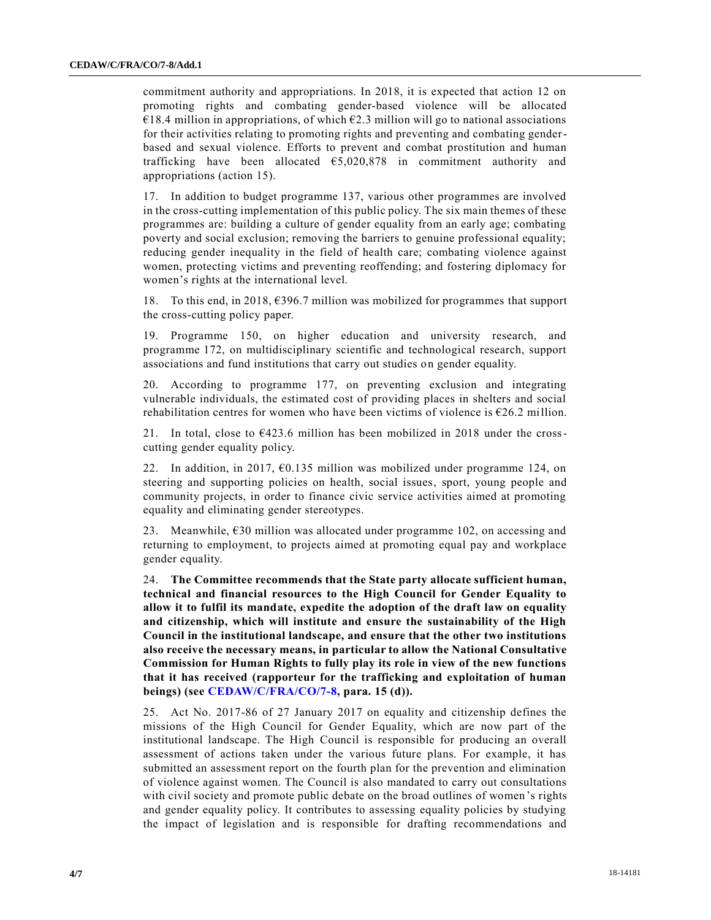commitment authority and appropriations. In 2018, it is expected that action 12 on promoting rights and combating gender-based violence will be allocated €18.4 million in appropriations, of which €2.3 million will go to national associations for their activities relating to promoting rights and preventing and combating gender-based and sexual violence. Efforts to prevent and combat prostitution and human trafficking have been allocated €5,020,878 in commitment authority and appropriations (action 15).

17. In addition to budget programme 137, various other programmes are involved in the cross-cutting implementation of this public policy. The six main themes of these programmes are: building a culture of gender equality from an early age; combating poverty and social exclusion; removing the barriers to genuine professional equality; reducing gender inequality in the field of health care; combating violence against women, protecting victims and preventing reoffending; and fostering diplomacy for women's rights at the international level.

18. To this end, in 2018, €396.7 million was mobilized for programmes that support the cross-cutting policy paper.

19. Programme 150, on higher education and university research, and programme 172, on multidisciplinary scientific and technological research, support associations and fund institutions that carry out studies on gender equality.

20. According to programme 177, on preventing exclusion and integrating vulnerable individuals, the estimated cost of providing places in shelters and social rehabilitation centres for women who have been victims of violence is €26.2 million.

21. In total, close to €423.6 million has been mobilized in 2018 under the cross-cutting gender equality policy.

22. In addition, in 2017, €0.135 million was mobilized under programme 124, on steering and supporting policies on health, social issues, sport, young people and community projects, in order to finance civic service activities aimed at promoting equality and eliminating gender stereotypes.

23. Meanwhile, €30 million was allocated under programme 102, on accessing and returning to employment, to projects aimed at promoting equal pay and workplace gender equality.

24. **The Committee recommends that the State party allocate sufficient human, technical and financial resources to the High Council for Gender Equality to allow it to fulfil its mandate, expedite the adoption of the draft law on equality and citizenship, which will institute and ensure the sustainability of the High Council in the institutional landscape, and ensure that the other two institutions also receive the necessary means, in particular to allow the National Consultative Commission for Human Rights to fully play its role in view of the new functions that it has received (rapporteur for the trafficking and exploitation of human beings) (see CEDAW/C/FRA/CO/7-8, para. 15 (d)).**

25. Act No. 2017-86 of 27 January 2017 on equality and citizenship defines the missions of the High Council for Gender Equality, which are now part of the institutional landscape. The High Council is responsible for producing an overall assessment of actions taken under the various future plans. For example, it has submitted an assessment report on the fourth plan for the prevention and elimination of violence against women. The Council is also mandated to carry out consultations with civil society and promote public debate on the broad outlines of women's rights and gender equality policy. It contributes to assessing equality policies by studying the impact of legislation and is responsible for drafting recommendations and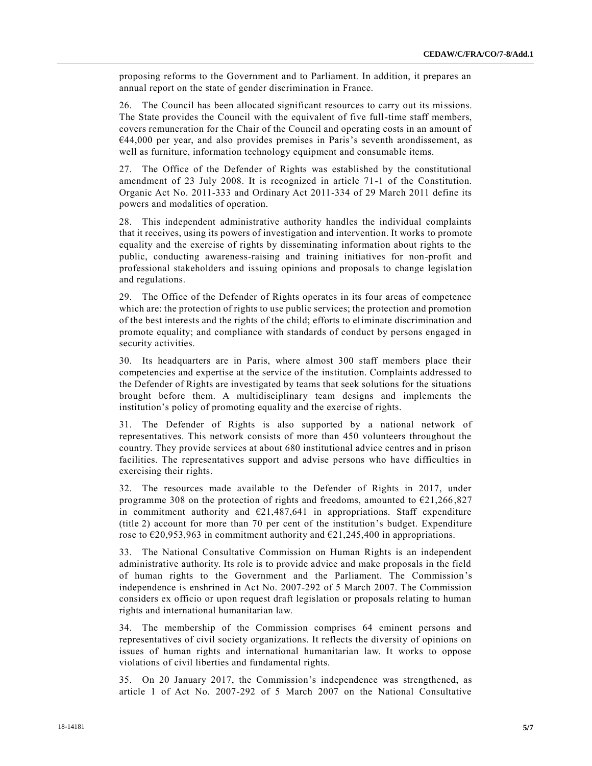proposing reforms to the Government and to Parliament. In addition, it prepares an annual report on the state of gender discrimination in France.

26. The Council has been allocated significant resources to carry out its missions. The State provides the Council with the equivalent of five full-time staff members, covers remuneration for the Chair of the Council and operating costs in an amount of €44,000 per year, and also provides premises in Paris's seventh arondissement, as well as furniture, information technology equipment and consumable items.

27. The Office of the Defender of Rights was established by the constitutional amendment of 23 July 2008. It is recognized in article 71-1 of the Constitution. Organic Act No. 2011-333 and Ordinary Act 2011-334 of 29 March 2011 define its powers and modalities of operation.

28. This independent administrative authority handles the individual complaints that it receives, using its powers of investigation and intervention. It works to promote equality and the exercise of rights by disseminating information about rights to the public, conducting awareness-raising and training initiatives for non-profit and professional stakeholders and issuing opinions and proposals to change legislation and regulations.

29. The Office of the Defender of Rights operates in its four areas of competence which are: the protection of rights to use public services; the protection and promotion of the best interests and the rights of the child; efforts to eliminate discrimination and promote equality; and compliance with standards of conduct by persons engaged in security activities.

30. Its headquarters are in Paris, where almost 300 staff members place their competencies and expertise at the service of the institution. Complaints addressed to the Defender of Rights are investigated by teams that seek solutions for the situations brought before them. A multidisciplinary team designs and implements the institution's policy of promoting equality and the exercise of rights.

31. The Defender of Rights is also supported by a national network of representatives. This network consists of more than 450 volunteers throughout the country. They provide services at about 680 institutional advice centres and in prison facilities. The representatives support and advise persons who have difficulties in exercising their rights.

32. The resources made available to the Defender of Rights in 2017, under programme 308 on the protection of rights and freedoms, amounted to €21,266,827 in commitment authority and €21,487,641 in appropriations. Staff expenditure (title 2) account for more than 70 per cent of the institution's budget. Expenditure rose to €20,953,963 in commitment authority and €21,245,400 in appropriations.

33. The National Consultative Commission on Human Rights is an independent administrative authority. Its role is to provide advice and make proposals in the field of human rights to the Government and the Parliament. The Commission's independence is enshrined in Act No. 2007-292 of 5 March 2007. The Commission considers ex officio or upon request draft legislation or proposals relating to human rights and international humanitarian law.

34. The membership of the Commission comprises 64 eminent persons and representatives of civil society organizations. It reflects the diversity of opinions on issues of human rights and international humanitarian law. It works to oppose violations of civil liberties and fundamental rights.

35. On 20 January 2017, the Commission's independence was strengthened, as article 1 of Act No. 2007-292 of 5 March 2007 on the National Consultative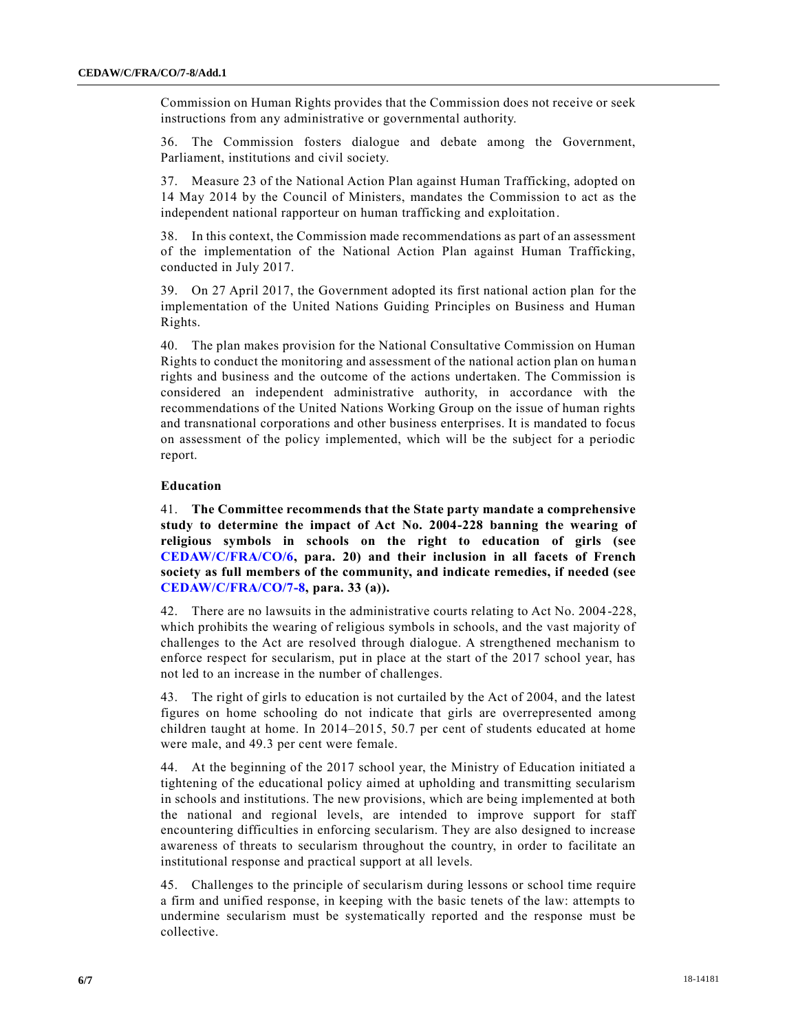Commission on Human Rights provides that the Commission does not receive or seek instructions from any administrative or governmental authority.

36. The Commission fosters dialogue and debate among the Government, Parliament, institutions and civil society.

37. Measure 23 of the National Action Plan against Human Trafficking, adopted on 14 May 2014 by the Council of Ministers, mandates the Commission to act as the independent national rapporteur on human trafficking and exploitation.

38. In this context, the Commission made recommendations as part of an assessment of the implementation of the National Action Plan against Human Trafficking, conducted in July 2017.

39. On 27 April 2017, the Government adopted its first national action plan for the implementation of the United Nations Guiding Principles on Business and Human Rights.

40. The plan makes provision for the National Consultative Commission on Human Rights to conduct the monitoring and assessment of the national action plan on human rights and business and the outcome of the actions undertaken. The Commission is considered an independent administrative authority, in accordance with the recommendations of the United Nations Working Group on the issue of human rights and transnational corporations and other business enterprises. It is mandated to focus on assessment of the policy implemented, which will be the subject for a periodic report.

### Education

41. **The Committee recommends that the State party mandate a comprehensive study to determine the impact of Act No. 2004-228 banning the wearing of religious symbols in schools on the right to education of girls (see CEDAW/C/FRA/CO/6, para. 20) and their inclusion in all facets of French society as full members of the community, and indicate remedies, if needed (see CEDAW/C/FRA/CO/7-8, para. 33 (a)).**

42. There are no lawsuits in the administrative courts relating to Act No. 2004-228, which prohibits the wearing of religious symbols in schools, and the vast majority of challenges to the Act are resolved through dialogue. A strengthened mechanism to enforce respect for secularism, put in place at the start of the 2017 school year, has not led to an increase in the number of challenges.

43. The right of girls to education is not curtailed by the Act of 2004, and the latest figures on home schooling do not indicate that girls are overrepresented among children taught at home. In 2014–2015, 50.7 per cent of students educated at home were male, and 49.3 per cent were female.

44. At the beginning of the 2017 school year, the Ministry of Education initiated a tightening of the educational policy aimed at upholding and transmitting secularism in schools and institutions. The new provisions, which are being implemented at both the national and regional levels, are intended to improve support for staff encountering difficulties in enforcing secularism. They are also designed to increase awareness of threats to secularism throughout the country, in order to facilitate an institutional response and practical support at all levels.

45. Challenges to the principle of secularism during lessons or school time require a firm and unified response, in keeping with the basic tenets of the law: attempts to undermine secularism must be systematically reported and the response must be collective.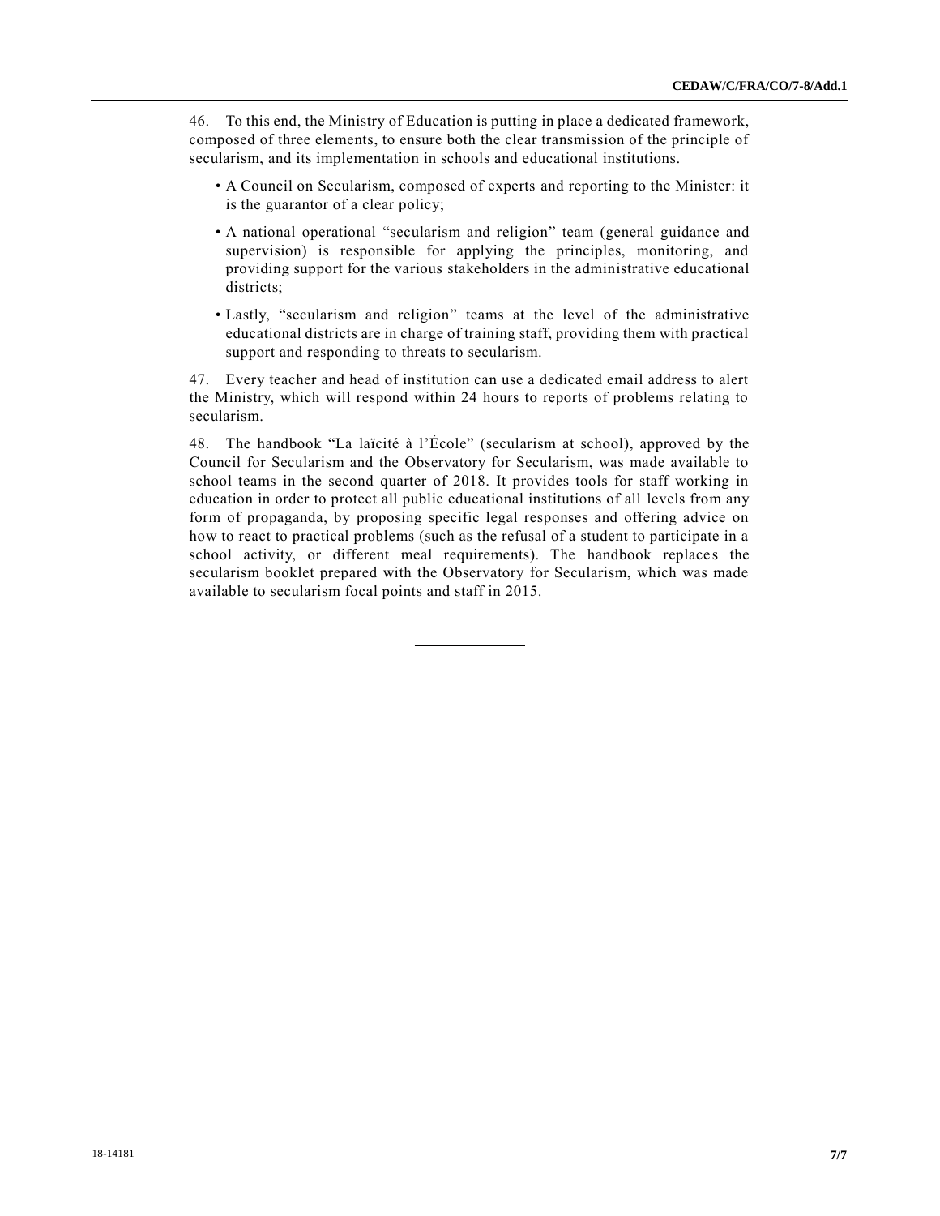46. To this end, the Ministry of Education is putting in place a dedicated framework, composed of three elements, to ensure both the clear transmission of the principle of secularism, and its implementation in schools and educational institutions.

- A Council on Secularism, composed of experts and reporting to the Minister: it is the guarantor of a clear policy;
- A national operational "secularism and religion" team (general guidance and supervision) is responsible for applying the principles, monitoring, and providing support for the various stakeholders in the administrative educational districts;
- Lastly, "secularism and religion" teams at the level of the administrative educational districts are in charge of training staff, providing them with practical support and responding to threats to secularism.

47. Every teacher and head of institution can use a dedicated email address to alert the Ministry, which will respond within 24 hours to reports of problems relating to secularism.

48. The handbook "La laïcité à l'École" (secularism at school), approved by the Council for Secularism and the Observatory for Secularism, was made available to school teams in the second quarter of 2018. It provides tools for staff working in education in order to protect all public educational institutions of all levels from any form of propaganda, by proposing specific legal responses and offering advice on how to react to practical problems (such as the refusal of a student to participate in a school activity, or different meal requirements). The handbook replaces the secularism booklet prepared with the Observatory for Secularism, which was made available to secularism focal points and staff in 2015.